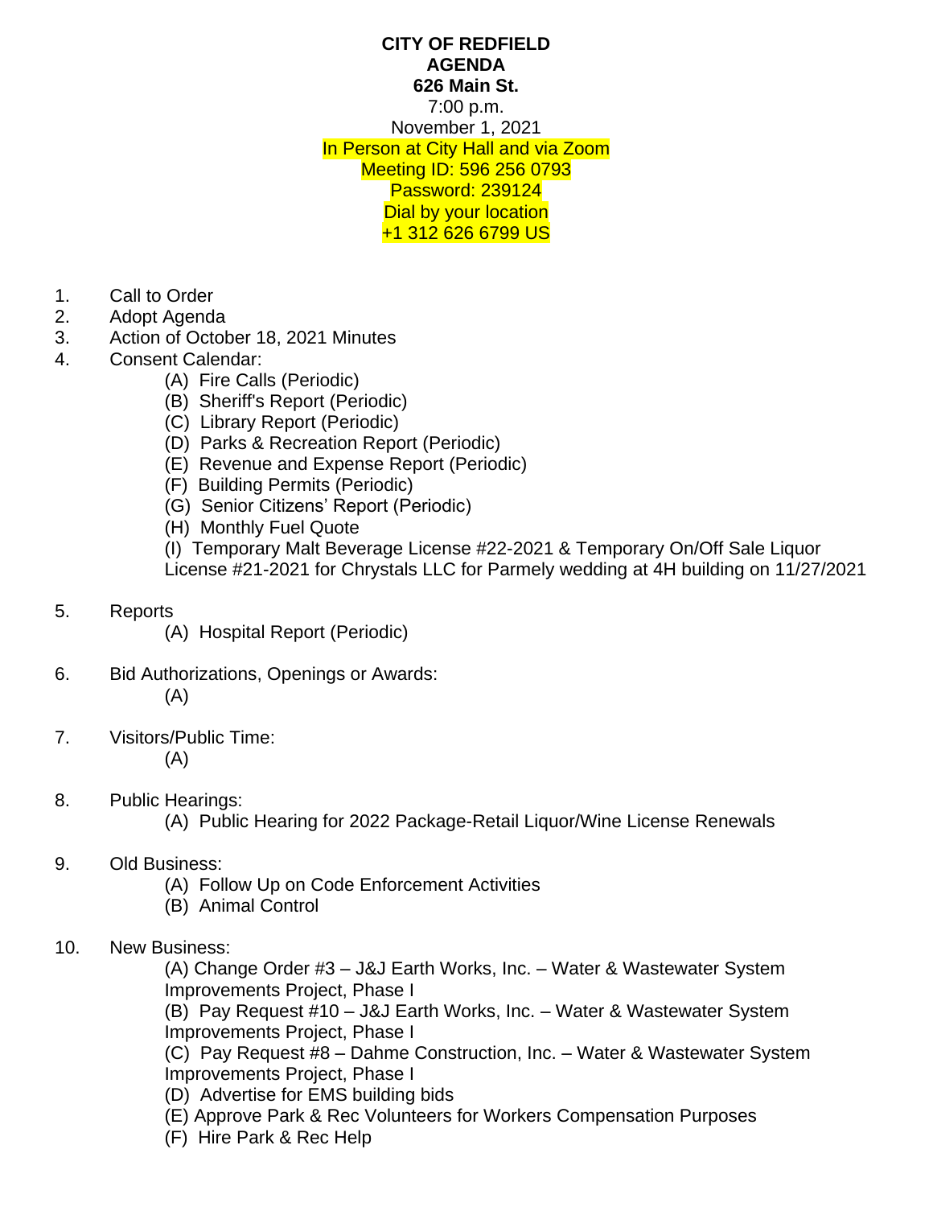**CITY OF REDFIELD**
**AGENDA**
**626 Main St.**
7:00 p.m.
November 1, 2021
In Person at City Hall and via Zoom
Meeting ID: 596 256 0793
Password: 239124
Dial by your location
+1 312 626 6799 US

1. Call to Order
2. Adopt Agenda
3. Action of October 18, 2021 Minutes
4. Consent Calendar:
   - (A) Fire Calls (Periodic)
   - (B) Sheriff's Report (Periodic)
   - (C) Library Report (Periodic)
   - (D) Parks & Recreation Report (Periodic)
   - (E) Revenue and Expense Report (Periodic)
   - (F) Building Permits (Periodic)
   - (G) Senior Citizens' Report (Periodic)
   - (H) Monthly Fuel Quote
   - (I) Temporary Malt Beverage License #22-2021 & Temporary On/Off Sale Liquor License #21-2021 for Chrystals LLC for Parmely wedding at 4H building on 11/27/2021
5. Reports
   - (A) Hospital Report (Periodic)
6. Bid Authorizations, Openings or Awards:
   - (A)
7. Visitors/Public Time:
   - (A)
8. Public Hearings:
   - (A) Public Hearing for 2022 Package-Retail Liquor/Wine License Renewals
9. Old Business:
   - (A) Follow Up on Code Enforcement Activities
   - (B) Animal Control
10. New Business:
    - (A) Change Order #3 – J&J Earth Works, Inc. – Water & Wastewater System Improvements Project, Phase I
    - (B) Pay Request #10 – J&J Earth Works, Inc. – Water & Wastewater System Improvements Project, Phase I
    - (C) Pay Request #8 – Dahme Construction, Inc. – Water & Wastewater System Improvements Project, Phase I
    - (D) Advertise for EMS building bids
    - (E) Approve Park & Rec Volunteers for Workers Compensation Purposes
    - (F) Hire Park & Rec Help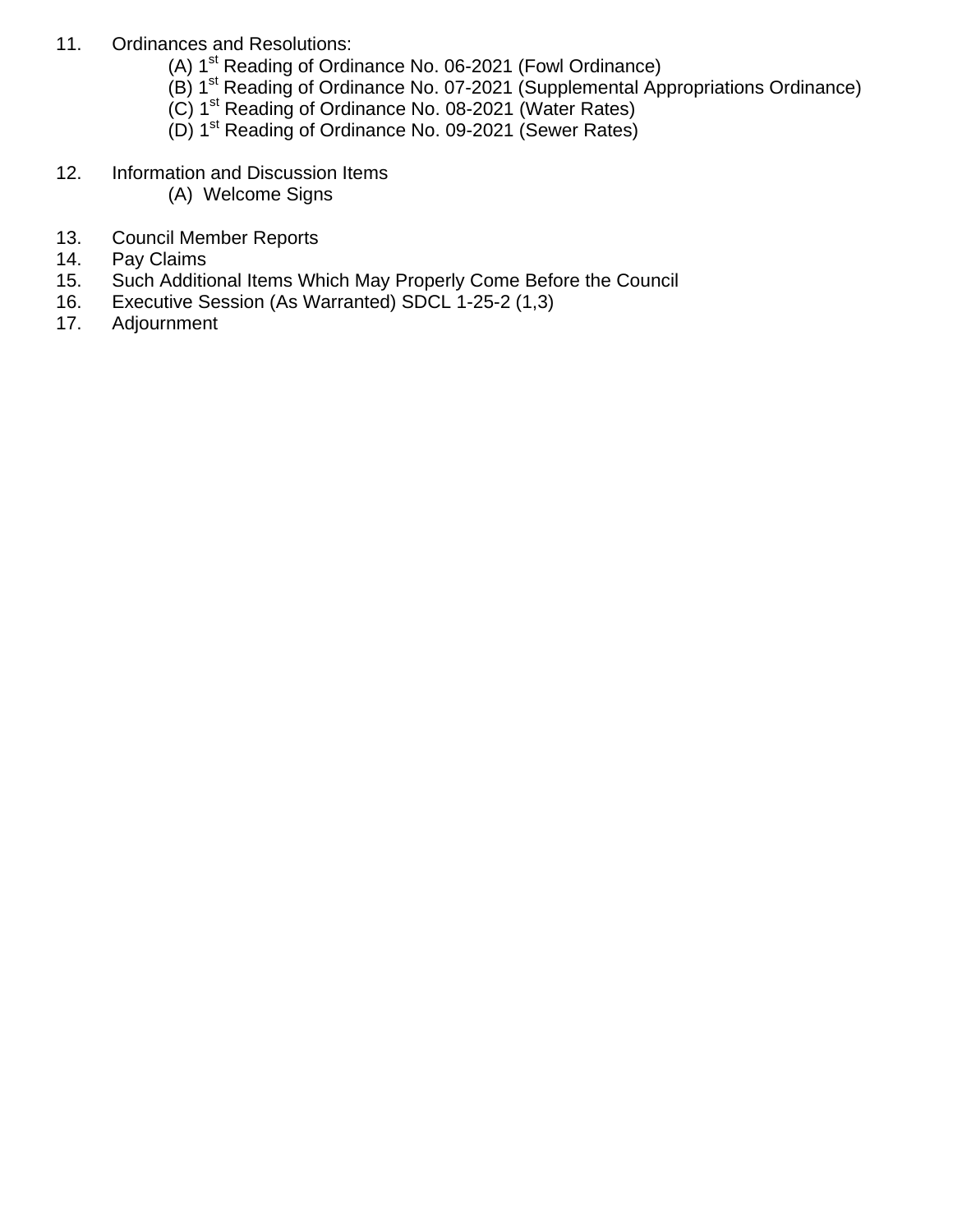11. Ordinances and Resolutions:
    - (A) 1st Reading of Ordinance No. 06-2021 (Fowl Ordinance)
    - (B) 1st Reading of Ordinance No. 07-2021 (Supplemental Appropriations Ordinance)
    - (C) 1st Reading of Ordinance No. 08-2021 (Water Rates)
    - (D) 1st Reading of Ordinance No. 09-2021 (Sewer Rates)

12. Information and Discussion Items
    - (A) Welcome Signs

13. Council Member Reports
14. Pay Claims
15. Such Additional Items Which May Properly Come Before the Council
16. Executive Session (As Warranted) SDCL 1-25-2 (1,3)
17. Adjournment